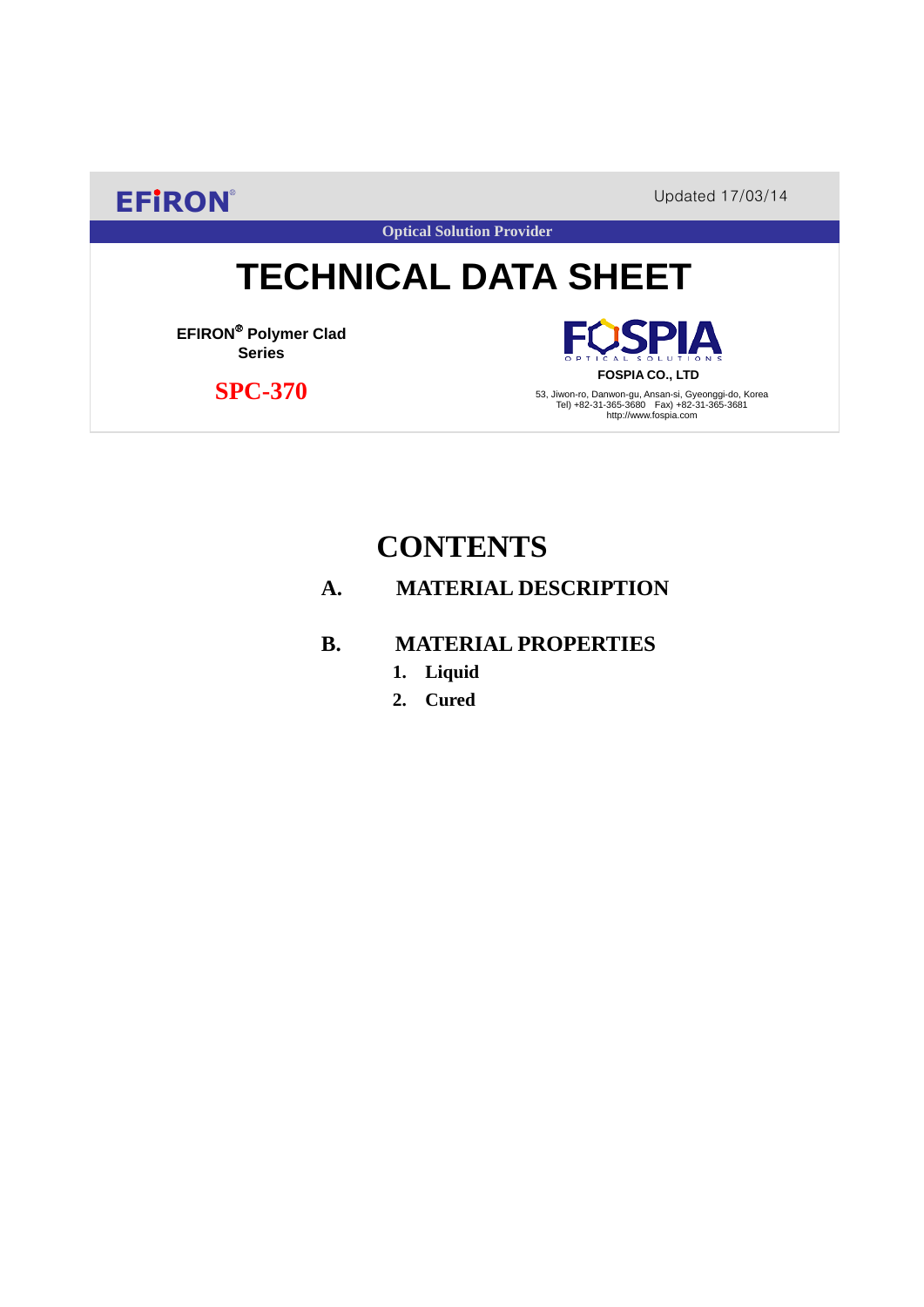EFIRON®

Updated 17/03/14

Optical Solution Provider

# TECHNICAL DATA SHEET

**EFIRON® Polymer Clad Series**

**SPC-370**

FOSPIA OPTICAL SOLUTIONS

**FOSPIA CO., LTD**

53, Jiwon-ro, Danwon-gu, Ansan-si, Gyeonggi-do, Korea
Tel) +82-31-365-3680 Fax) +82-31-365-3681
http://www.fospia.com

## CONTENTS

**A. MATERIAL DESCRIPTION**

**B. MATERIAL PROPERTIES**

1. **Liquid**
2. **Cured**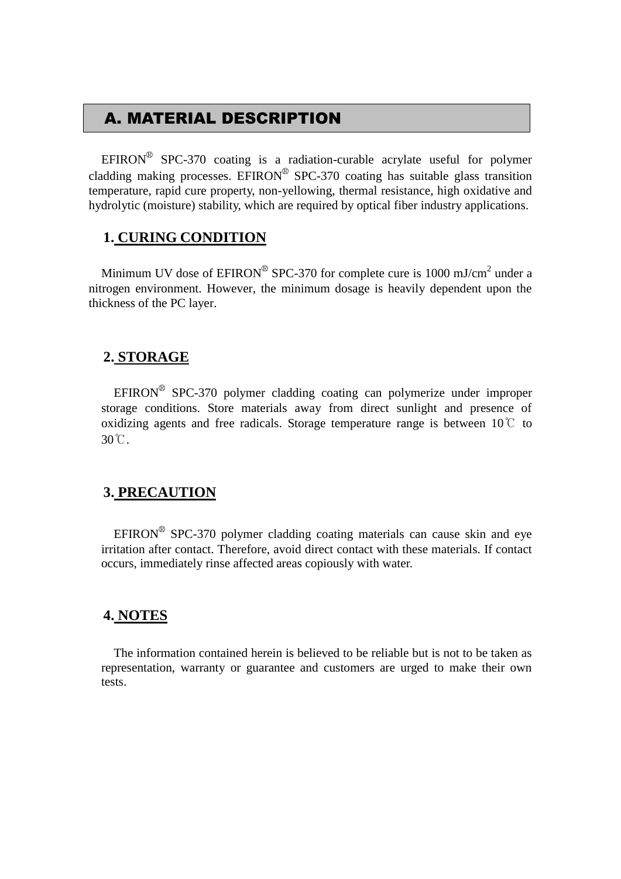# A. MATERIAL DESCRIPTION

EFIRON® SPC-370 coating is a radiation-curable acrylate useful for polymer cladding making processes. EFIRON® SPC-370 coating has suitable glass transition temperature, rapid cure property, non-yellowing, thermal resistance, high oxidative and hydrolytic (moisture) stability, which are required by optical fiber industry applications.

## 1. CURING CONDITION

Minimum UV dose of EFIRON® SPC-370 for complete cure is 1000 $mJ/cm^2$ under a nitrogen environment. However, the minimum dosage is heavily dependent upon the thickness of the PC layer.

## 2. STORAGE

EFIRON® SPC-370 polymer cladding coating can polymerize under improper storage conditions. Store materials away from direct sunlight and presence of oxidizing agents and free radicals. Storage temperature range is between 10℃ to 30℃.

## 3. PRECAUTION

EFIRON® SPC-370 polymer cladding coating materials can cause skin and eye irritation after contact. Therefore, avoid direct contact with these materials. If contact occurs, immediately rinse affected areas copiously with water.

## 4. NOTES

The information contained herein is believed to be reliable but is not to be taken as representation, warranty or guarantee and customers are urged to make their own tests.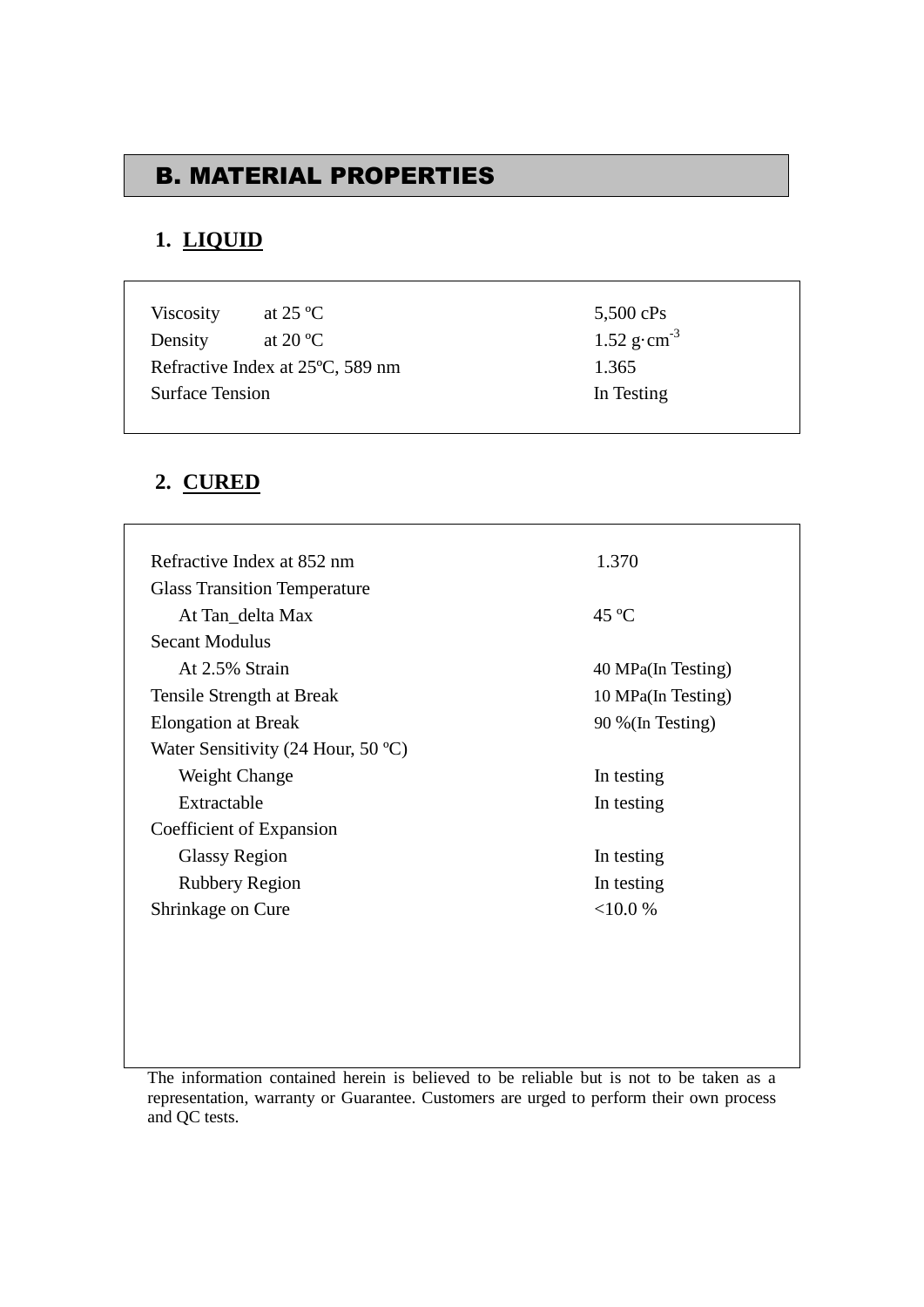## B. MATERIAL PROPERTIES

### 1. LIQUID

| | |
|---|---|
| Viscosity at 25 ºC | 5,500 cPs |
| Density at 20 ºC | 1.52 g·cm$^{-3}$ |
| Refractive Index at 25ºC, 589 nm | 1.365 |
| Surface Tension | In Testing |

### 2. CURED

| | |
|---|---|
| Refractive Index at 852 nm | 1.370 |
| Glass Transition Temperature | |
| At Tan_delta Max | 45 ºC |
| Secant Modulus | |
| At 2.5% Strain | 40 MPa(In Testing) |
| Tensile Strength at Break | 10 MPa(In Testing) |
| Elongation at Break | 90 %(In Testing) |
| Water Sensitivity (24 Hour, 50 ºC) | |
| Weight Change | In testing |
| Extractable | In testing |
| Coefficient of Expansion | |
| Glassy Region | In testing |
| Rubbery Region | In testing |
| Shrinkage on Cure | <10.0 % |

The information contained herein is believed to be reliable but is not to be taken as a representation, warranty or Guarantee. Customers are urged to perform their own process and QC tests.